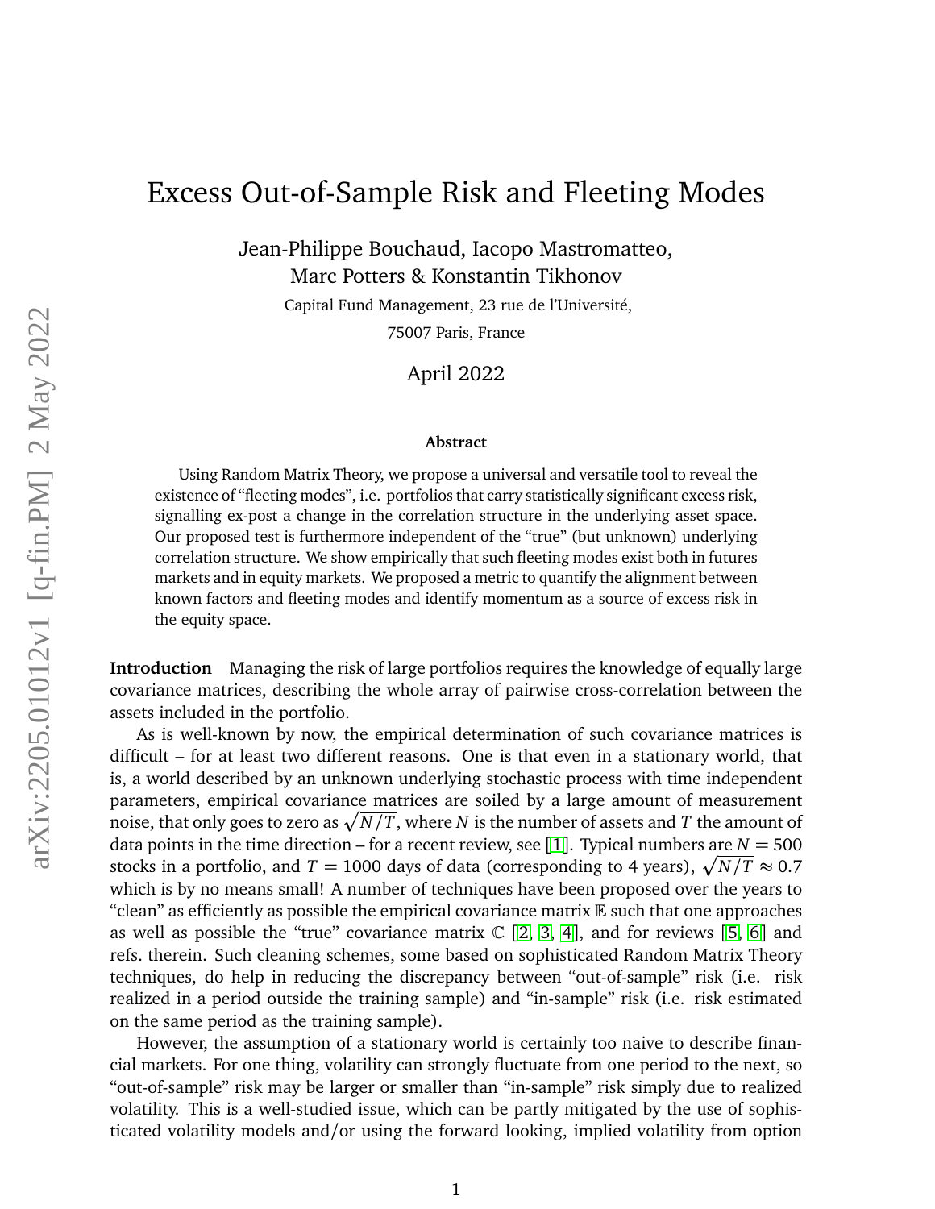# Excess Out-of-Sample Risk and Fleeting Modes

Jean-Philippe Bouchaud, Iacopo Mastromatteo,
Marc Potters & Konstantin Tikhonov

Capital Fund Management, 23 rue de l'Université,
75007 Paris, France

April 2022

### Abstract

Using Random Matrix Theory, we propose a universal and versatile tool to reveal the existence of "fleeting modes", i.e. portfolios that carry statistically significant excess risk, signalling ex-post a change in the correlation structure in the underlying asset space. Our proposed test is furthermore independent of the "true" (but unknown) underlying correlation structure. We show empirically that such fleeting modes exist both in futures markets and in equity markets. We proposed a metric to quantify the alignment between known factors and fleeting modes and identify momentum as a source of excess risk in the equity space.

**Introduction** Managing the risk of large portfolios requires the knowledge of equally large covariance matrices, describing the whole array of pairwise cross-correlation between the assets included in the portfolio.

As is well-known by now, the empirical determination of such covariance matrices is difficult – for at least two different reasons. One is that even in a stationary world, that is, a world described by an unknown underlying stochastic process with time independent parameters, empirical covariance matrices are soiled by a large amount of measurement noise, that only goes to zero as $\sqrt{N/T}$, where $N$ is the number of assets and $T$ the amount of data points in the time direction – for a recent review, see [1]. Typical numbers are $N = 500$ stocks in a portfolio, and $T = 1000$ days of data (corresponding to 4 years), $\sqrt{N/T} \approx 0.7$ which is by no means small! A number of techniques have been proposed over the years to "clean" as efficiently as possible the empirical covariance matrix $\mathbb{E}$ such that one approaches as well as possible the "true" covariance matrix $\mathbb{C}$ [2, 3, 4], and for reviews [5, 6] and refs. therein. Such cleaning schemes, some based on sophisticated Random Matrix Theory techniques, do help in reducing the discrepancy between "out-of-sample" risk (i.e. risk realized in a period outside the training sample) and "in-sample" risk (i.e. risk estimated on the same period as the training sample).

However, the assumption of a stationary world is certainly too naive to describe financial markets. For one thing, volatility can strongly fluctuate from one period to the next, so "out-of-sample" risk may be larger or smaller than "in-sample" risk simply due to realized volatility. This is a well-studied issue, which can be partly mitigated by the use of sophisticated volatility models and/or using the forward looking, implied volatility from option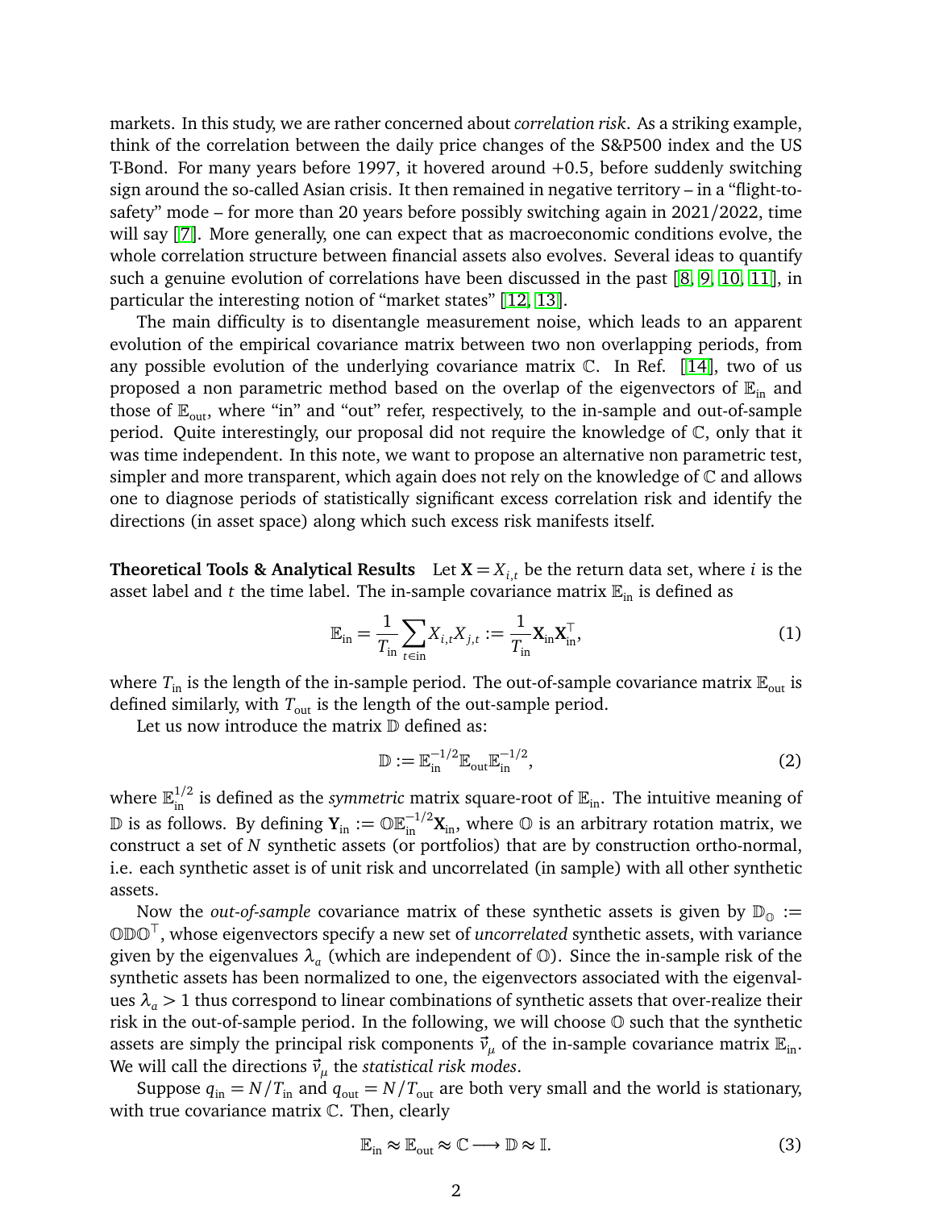markets. In this study, we are rather concerned about *correlation risk*. As a striking example, think of the correlation between the daily price changes of the S&P500 index and the US T-Bond. For many years before 1997, it hovered around +0.5, before suddenly switching sign around the so-called Asian crisis. It then remained in negative territory – in a "flight-to-safety" mode – for more than 20 years before possibly switching again in 2021/2022, time will say [7]. More generally, one can expect that as macroeconomic conditions evolve, the whole correlation structure between financial assets also evolves. Several ideas to quantify such a genuine evolution of correlations have been discussed in the past [8, 9, 10, 11], in particular the interesting notion of "market states" [12, 13].

The main difficulty is to disentangle measurement noise, which leads to an apparent evolution of the empirical covariance matrix between two non overlapping periods, from any possible evolution of the underlying covariance matrix $\mathbb{C}$. In Ref. [14], two of us proposed a non parametric method based on the overlap of the eigenvectors of $\mathbb{E}_{\text{in}}$ and those of $\mathbb{E}_{\text{out}}$, where "in" and "out" refer, respectively, to the in-sample and out-of-sample period. Quite interestingly, our proposal did not require the knowledge of $\mathbb{C}$, only that it was time independent. In this note, we want to propose an alternative non parametric test, simpler and more transparent, which again does not rely on the knowledge of $\mathbb{C}$ and allows one to diagnose periods of statistically significant excess correlation risk and identify the directions (in asset space) along which such excess risk manifests itself.

**Theoretical Tools & Analytical Results** Let $\mathbf{X} = X_{i,t}$ be the return data set, where $i$ is the asset label and $t$ the time label. The in-sample covariance matrix $\mathbb{E}_{\text{in}}$ is defined as

$$\mathbb{E}_{\text{in}} = \frac{1}{T_{\text{in}}} \sum_{t \in \text{in}} X_{i,t} X_{j,t} := \frac{1}{T_{\text{in}}} \mathbf{X}_{\text{in}} \mathbf{X}_{\text{in}}^{\top}, \tag{1}$$

where $T_{\text{in}}$ is the length of the in-sample period. The out-of-sample covariance matrix $\mathbb{E}_{\text{out}}$ is defined similarly, with $T_{\text{out}}$ is the length of the out-sample period.

Let us now introduce the matrix $\mathbb{D}$ defined as:

$$\mathbb{D} := \mathbb{E}_{\text{in}}^{-1/2} \mathbb{E}_{\text{out}} \mathbb{E}_{\text{in}}^{-1/2}, \tag{2}$$

where $\mathbb{E}_{\text{in}}^{1/2}$ is defined as the *symmetric* matrix square-root of $\mathbb{E}_{\text{in}}$. The intuitive meaning of $\mathbb{D}$ is as follows. By defining $\mathbf{Y}_{\text{in}} := \mathbb{O}\mathbb{E}_{\text{in}}^{-1/2}\mathbf{X}_{\text{in}}$, where $\mathbb{O}$ is an arbitrary rotation matrix, we construct a set of $N$ synthetic assets (or portfolios) that are by construction ortho-normal, i.e. each synthetic asset is of unit risk and uncorrelated (in sample) with all other synthetic assets.

Now the *out-of-sample* covariance matrix of these synthetic assets is given by $\mathbb{D}_{\mathbb{O}} := \mathbb{O}\mathbb{D}\mathbb{O}^{\top}$, whose eigenvectors specify a new set of *uncorrelated* synthetic assets, with variance given by the eigenvalues $\lambda_a$ (which are independent of $\mathbb{O}$). Since the in-sample risk of the synthetic assets has been normalized to one, the eigenvectors associated with the eigenvalues $\lambda_a > 1$ thus correspond to linear combinations of synthetic assets that over-realize their risk in the out-of-sample period. In the following, we will choose $\mathbb{O}$ such that the synthetic assets are simply the principal risk components $\vec{v}_\mu$ of the in-sample covariance matrix $\mathbb{E}_{\text{in}}$. We will call the directions $\vec{v}_\mu$ the *statistical risk modes*.

Suppose $q_{\text{in}} = N/T_{\text{in}}$ and $q_{\text{out}} = N/T_{\text{out}}$ are both very small and the world is stationary, with true covariance matrix $\mathbb{C}$. Then, clearly

$$\mathbb{E}_{\text{in}} \approx \mathbb{E}_{\text{out}} \approx \mathbb{C} \longrightarrow \mathbb{D} \approx \mathbb{I}. \tag{3}$$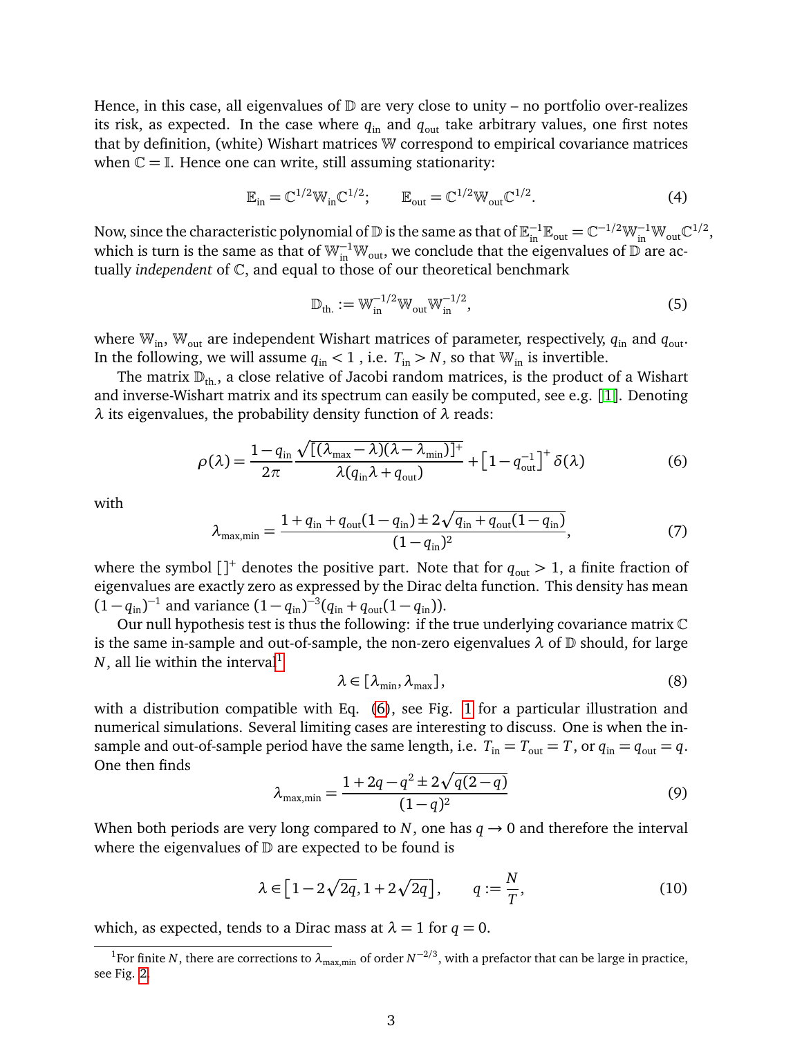Hence, in this case, all eigenvalues of $\mathbb{D}$ are very close to unity – no portfolio over-realizes its risk, as expected. In the case where $q_{\text{in}}$ and $q_{\text{out}}$ take arbitrary values, one first notes that by definition, (white) Wishart matrices $\mathbb{W}$ correspond to empirical covariance matrices when $\mathbb{C} = \mathbb{I}$. Hence one can write, still assuming stationarity:

$$\mathbb{E}_{\text{in}} = \mathbb{C}^{1/2}\mathbb{W}_{\text{in}}\mathbb{C}^{1/2}; \qquad \mathbb{E}_{\text{out}} = \mathbb{C}^{1/2}\mathbb{W}_{\text{out}}\mathbb{C}^{1/2}. \tag{4}$$

Now, since the characteristic polynomial of $\mathbb{D}$ is the same as that of $\mathbb{E}_{\text{in}}^{-1}\mathbb{E}_{\text{out}} = \mathbb{C}^{-1/2}\mathbb{W}_{\text{in}}^{-1}\mathbb{W}_{\text{out}}\mathbb{C}^{1/2}$, which is turn is the same as that of $\mathbb{W}_{\text{in}}^{-1}\mathbb{W}_{\text{out}}$, we conclude that the eigenvalues of $\mathbb{D}$ are actually *independent* of $\mathbb{C}$, and equal to those of our theoretical benchmark

$$\mathbb{D}_{\text{th.}} := \mathbb{W}_{\text{in}}^{-1/2}\mathbb{W}_{\text{out}}\mathbb{W}_{\text{in}}^{-1/2}, \tag{5}$$

where $\mathbb{W}_{\text{in}}$, $\mathbb{W}_{\text{out}}$ are independent Wishart matrices of parameter, respectively, $q_{\text{in}}$ and $q_{\text{out}}$. In the following, we will assume $q_{\text{in}} < 1$ , i.e. $T_{\text{in}} > N$, so that $\mathbb{W}_{\text{in}}$ is invertible.

The matrix $\mathbb{D}_{\text{th.}}$, a close relative of Jacobi random matrices, is the product of a Wishart and inverse-Wishart matrix and its spectrum can easily be computed, see e.g. [[1]]. Denoting $\lambda$ its eigenvalues, the probability density function of $\lambda$ reads:

$$\rho(\lambda) = \frac{1-q_{\text{in}}}{2\pi}\frac{\sqrt{[(\lambda_{\max}-\lambda)(\lambda-\lambda_{\min})]^+}}{\lambda(q_{\text{in}}\lambda + q_{\text{out}})} + \left[1-q_{\text{out}}^{-1}\right]^+\delta(\lambda) \tag{6}$$

with

$$\lambda_{\max,\min} = \frac{1+q_{\text{in}}+q_{\text{out}}(1-q_{\text{in}}) \pm 2\sqrt{q_{\text{in}}+q_{\text{out}}(1-q_{\text{in}})}}{(1-q_{\text{in}})^2}, \tag{7}$$

where the symbol $[]^+$ denotes the positive part. Note that for $q_{\text{out}} > 1$, a finite fraction of eigenvalues are exactly zero as expressed by the Dirac delta function. This density has mean $(1-q_{\text{in}})^{-1}$ and variance $(1-q_{\text{in}})^{-3}(q_{\text{in}}+q_{\text{out}}(1-q_{\text{in}}))$.

Our null hypothesis test is thus the following: if the true underlying covariance matrix $\mathbb{C}$ is the same in-sample and out-of-sample, the non-zero eigenvalues $\lambda$ of $\mathbb{D}$ should, for large $N$, all lie within the interval[1]

$$\lambda \in [\lambda_{\min}, \lambda_{\max}], \tag{8}$$

with a distribution compatible with Eq. (6), see Fig. 1 for a particular illustration and numerical simulations. Several limiting cases are interesting to discuss. One is when the in-sample and out-of-sample period have the same length, i.e. $T_{\text{in}} = T_{\text{out}} = T$, or $q_{\text{in}} = q_{\text{out}} = q$. One then finds

$$\lambda_{\max,\min} = \frac{1+2q-q^2 \pm 2\sqrt{q(2-q)}}{(1-q)^2} \tag{9}$$

When both periods are very long compared to $N$, one has $q \to 0$ and therefore the interval where the eigenvalues of $\mathbb{D}$ are expected to be found is

$$\lambda \in \left[1-2\sqrt{2q}, 1+2\sqrt{2q}\right], \qquad q := \frac{N}{T}, \tag{10}$$

which, as expected, tends to a Dirac mass at $\lambda = 1$ for $q = 0$.

---

[1] For finite $N$, there are corrections to $\lambda_{\max,\min}$ of order $N^{-2/3}$, with a prefactor that can be large in practice, see Fig. 2.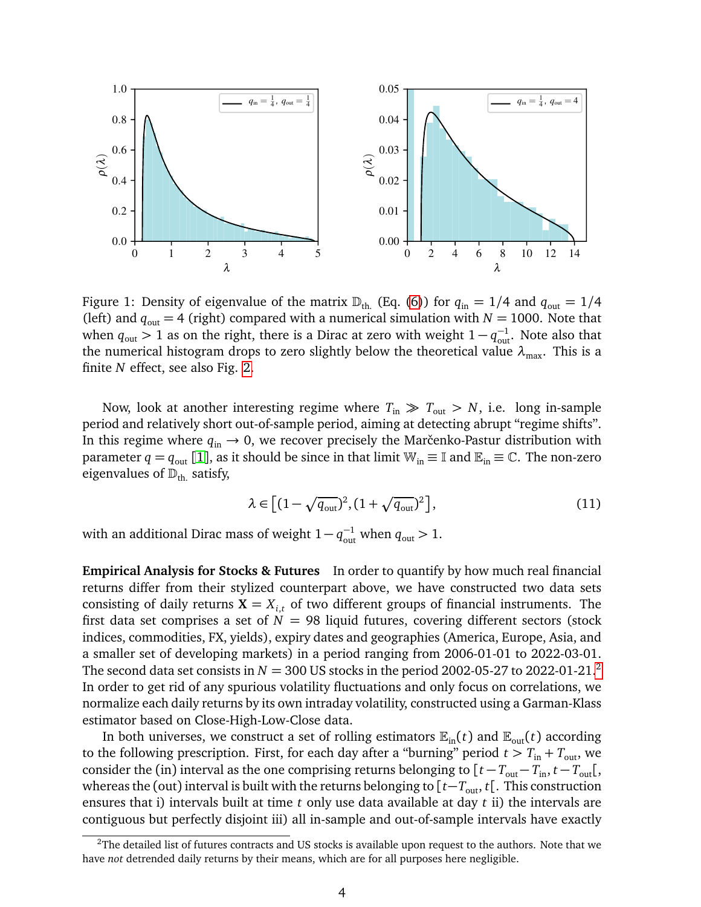Figure 1: Density of eigenvalue of the matrix $\mathbb{D}_{\text{th.}}$ (Eq. (6)) for $q_{\text{in}} = 1/4$ and $q_{\text{out}} = 1/4$ (left) and $q_{\text{out}} = 4$ (right) compared with a numerical simulation with $N = 1000$. Note that when $q_{\text{out}} > 1$ as on the right, there is a Dirac at zero with weight $1 - q_{\text{out}}^{-1}$. Note also that the numerical histogram drops to zero slightly below the theoretical value $\lambda_{\max}$. This is a finite $N$ effect, see also Fig. 2.

Now, look at another interesting regime where $T_{\text{in}} \gg T_{\text{out}} > N$, i.e. long in-sample period and relatively short out-of-sample period, aiming at detecting abrupt "regime shifts". In this regime where $q_{\text{in}} \to 0$, we recover precisely the Marčenko-Pastur distribution with parameter $q = q_{\text{out}}$ [1], as it should be since in that limit $\mathbb{W}_{\text{in}} \equiv \mathbb{I}$ and $\mathbb{E}_{\text{in}} \equiv \mathbb{C}$. The non-zero eigenvalues of $\mathbb{D}_{\text{th.}}$ satisfy,

$$\lambda \in \left[(1 - \sqrt{q_{\text{out}}})^2, (1 + \sqrt{q_{\text{out}}})^2\right], \tag{11}$$

with an additional Dirac mass of weight $1 - q_{\text{out}}^{-1}$ when $q_{\text{out}} > 1$.

**Empirical Analysis for Stocks & Futures** In order to quantify by how much real financial returns differ from their stylized counterpart above, we have constructed two data sets consisting of daily returns $\mathbf{X} = X_{i,t}$ of two different groups of financial instruments. The first data set comprises a set of $N = 98$ liquid futures, covering different sectors (stock indices, commodities, FX, yields), expiry dates and geographies (America, Europe, Asia, and a smaller set of developing markets) in a period ranging from 2006-01-01 to 2022-03-01. The second data set consists in $N = 300$ US stocks in the period 2002-05-27 to 2022-01-21.[2] In order to get rid of any spurious volatility fluctuations and only focus on correlations, we normalize each daily returns by its own intraday volatility, constructed using a Garman-Klass estimator based on Close-High-Low-Close data.

In both universes, we construct a set of rolling estimators $\mathbb{E}_{\text{in}}(t)$ and $\mathbb{E}_{\text{out}}(t)$ according to the following prescription. First, for each day after a "burning" period $t > T_{\text{in}} + T_{\text{out}}$, we consider the (in) interval as the one comprising returns belonging to $[t - T_{\text{out}} - T_{\text{in}}, t - T_{\text{out}}[$, whereas the (out) interval is built with the returns belonging to $[t - T_{\text{out}}, t[$. This construction ensures that i) intervals built at time $t$ only use data available at day $t$ ii) the intervals are contiguous but perfectly disjoint iii) all in-sample and out-of-sample intervals have exactly

[2] The detailed list of futures contracts and US stocks is available upon request to the authors. Note that we have *not* detrended daily returns by their means, which are for all purposes here negligible.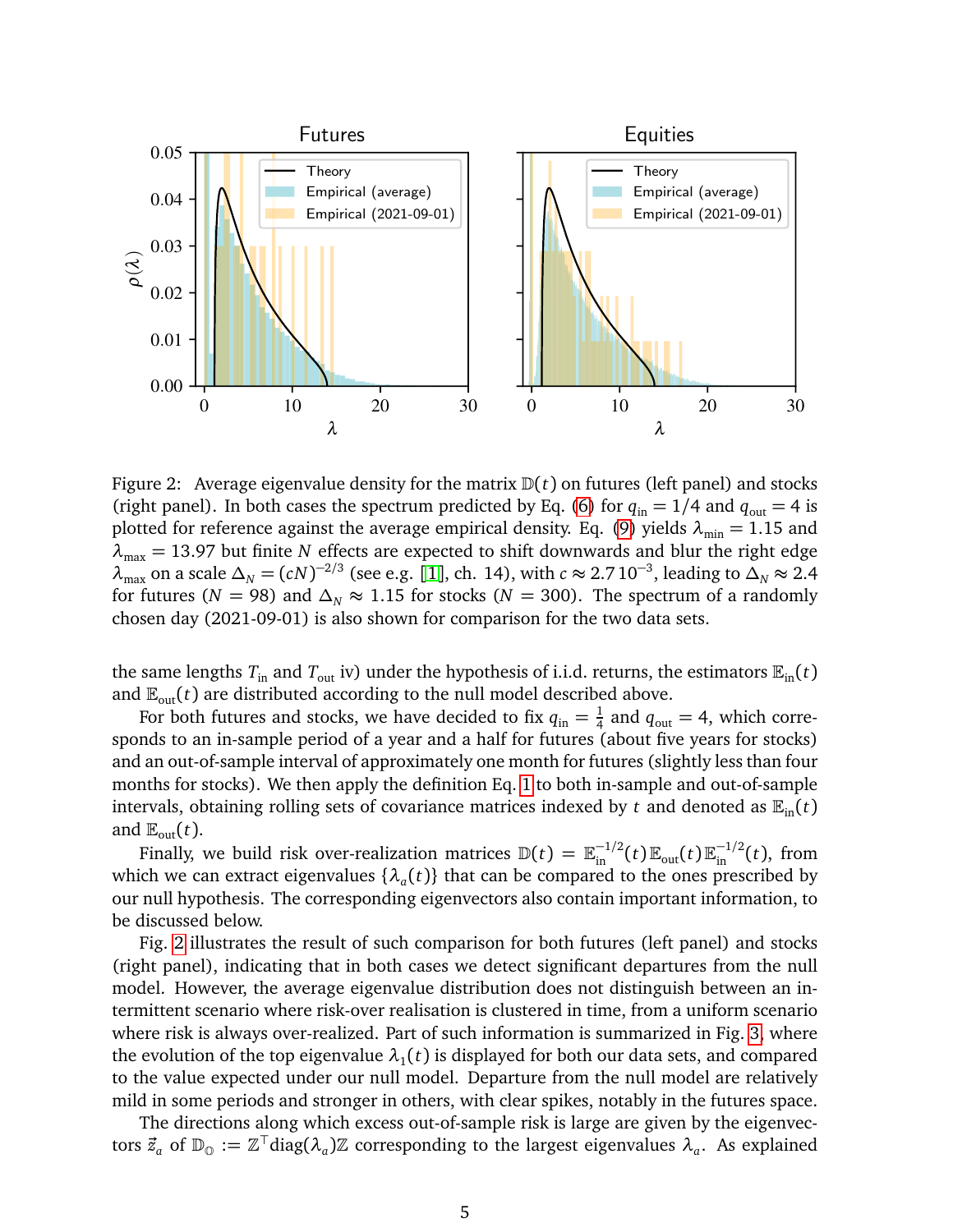Figure 2: Average eigenvalue density for the matrix $\mathbb{D}(t)$ on futures (left panel) and stocks (right panel). In both cases the spectrum predicted by Eq. (6) for $q_{\text{in}} = 1/4$ and $q_{\text{out}} = 4$ is plotted for reference against the average empirical density. Eq. (9) yields $\lambda_{\min} = 1.15$ and $\lambda_{\max} = 13.97$ but finite $N$ effects are expected to shift downwards and blur the right edge $\lambda_{\max}$ on a scale $\Delta_N = (cN)^{-2/3}$ (see e.g. [1], ch. 14), with $c \approx 2.7\,10^{-3}$, leading to $\Delta_N \approx 2.4$ for futures ($N = 98$) and $\Delta_N \approx 1.15$ for stocks ($N = 300$). The spectrum of a randomly chosen day (2021-09-01) is also shown for comparison for the two data sets.

the same lengths $T_{\text{in}}$ and $T_{\text{out}}$ iv) under the hypothesis of i.i.d. returns, the estimators $\mathbb{E}_{\text{in}}(t)$ and $\mathbb{E}_{\text{out}}(t)$ are distributed according to the null model described above.

For both futures and stocks, we have decided to fix $q_{\text{in}} = \frac{1}{4}$ and $q_{\text{out}} = 4$, which corresponds to an in-sample period of a year and a half for futures (about five years for stocks) and an out-of-sample interval of approximately one month for futures (slightly less than four months for stocks). We then apply the definition Eq. 1 to both in-sample and out-of-sample intervals, obtaining rolling sets of covariance matrices indexed by $t$ and denoted as $\mathbb{E}_{\text{in}}(t)$ and $\mathbb{E}_{\text{out}}(t)$.

Finally, we build risk over-realization matrices $\mathbb{D}(t) = \mathbb{E}_{\text{in}}^{-1/2}(t)\,\mathbb{E}_{\text{out}}(t)\,\mathbb{E}_{\text{in}}^{-1/2}(t)$, from which we can extract eigenvalues $\{\lambda_a(t)\}$ that can be compared to the ones prescribed by our null hypothesis. The corresponding eigenvectors also contain important information, to be discussed below.

Fig. 2 illustrates the result of such comparison for both futures (left panel) and stocks (right panel), indicating that in both cases we detect significant departures from the null model. However, the average eigenvalue distribution does not distinguish between an intermittent scenario where risk-over realisation is clustered in time, from a uniform scenario where risk is always over-realized. Part of such information is summarized in Fig. 3, where the evolution of the top eigenvalue $\lambda_1(t)$ is displayed for both our data sets, and compared to the value expected under our null model. Departure from the null model are relatively mild in some periods and stronger in others, with clear spikes, notably in the futures space.

The directions along which excess out-of-sample risk is large are given by the eigenvectors $\vec{z}_a$ of $\mathbb{D}_{\mathbb{O}} := \mathbb{Z}^\top \text{diag}(\lambda_a)\mathbb{Z}$ corresponding to the largest eigenvalues $\lambda_a$. As explained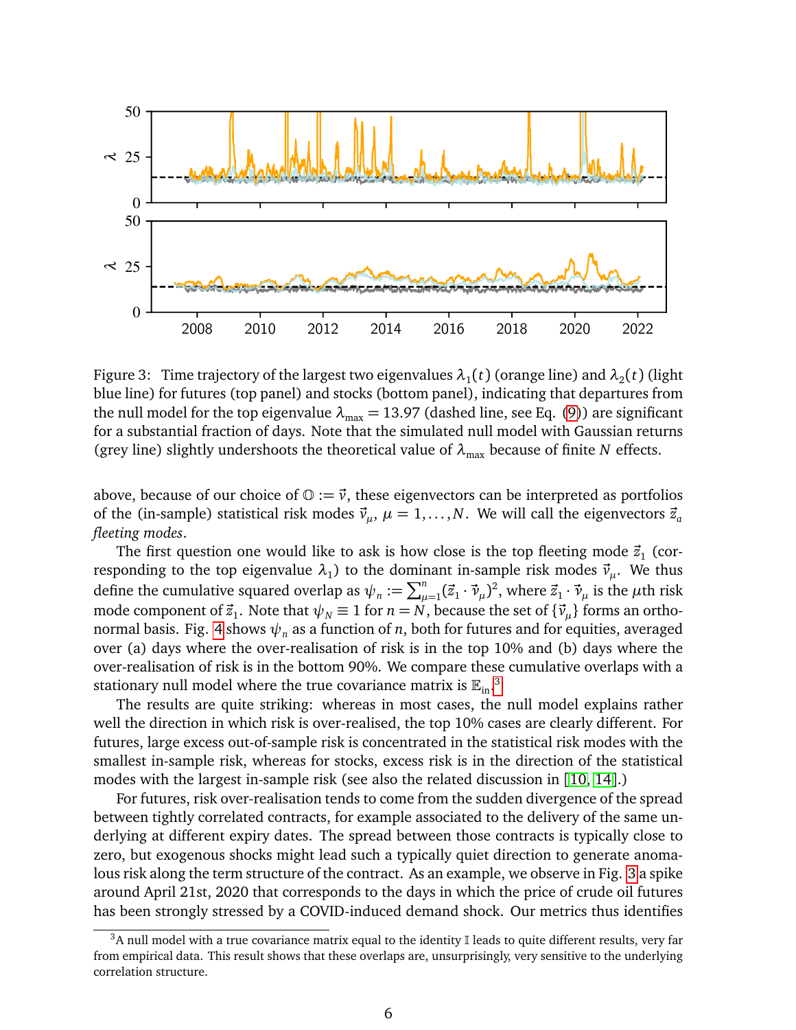Figure 3: Time trajectory of the largest two eigenvalues $\lambda_1(t)$ (orange line) and $\lambda_2(t)$ (light blue line) for futures (top panel) and stocks (bottom panel), indicating that departures from the null model for the top eigenvalue $\lambda_{\max} = 13.97$ (dashed line, see Eq. (9)) are significant for a substantial fraction of days. Note that the simulated null model with Gaussian returns (grey line) slightly undershoots the theoretical value of $\lambda_{\max}$ because of finite $N$ effects.

above, because of our choice of $\mathbb{O} := \vec{v}$, these eigenvectors can be interpreted as portfolios of the (in-sample) statistical risk modes $\vec{v}_\mu$, $\mu = 1, \ldots, N$. We will call the eigenvectors $\vec{z}_a$ *fleeting modes*.

The first question one would like to ask is how close is the top fleeting mode $\vec{z}_1$ (corresponding to the top eigenvalue $\lambda_1$) to the dominant in-sample risk modes $\vec{v}_\mu$. We thus define the cumulative squared overlap as $\psi_n := \sum_{\mu=1}^{n} (\vec{z}_1 \cdot \vec{v}_\mu)^2$, where $\vec{z}_1 \cdot \vec{v}_\mu$ is the $\mu$th risk mode component of $\vec{z}_1$. Note that $\psi_N \equiv 1$ for $n = N$, because the set of $\{\vec{v}_\mu\}$ forms an orthonormal basis. Fig. 4 shows $\psi_n$ as a function of $n$, both for futures and for equities, averaged over (a) days where the over-realisation of risk is in the top 10% and (b) days where the over-realisation of risk is in the bottom 90%. We compare these cumulative overlaps with a stationary null model where the true covariance matrix is $\mathbb{E}_{\text{in}}$.[3]

The results are quite striking: whereas in most cases, the null model explains rather well the direction in which risk is over-realised, the top 10% cases are clearly different. For futures, large excess out-of-sample risk is concentrated in the statistical risk modes with the smallest in-sample risk, whereas for stocks, excess risk is in the direction of the statistical modes with the largest in-sample risk (see also the related discussion in [10, 14].)

For futures, risk over-realisation tends to come from the sudden divergence of the spread between tightly correlated contracts, for example associated to the delivery of the same underlying at different expiry dates. The spread between those contracts is typically close to zero, but exogenous shocks might lead such a typically quiet direction to generate anomalous risk along the term structure of the contract. As an example, we observe in Fig. 3 a spike around April 21st, 2020 that corresponds to the days in which the price of crude oil futures has been strongly stressed by a COVID-induced demand shock. Our metrics thus identifies

[3] A null model with a true covariance matrix equal to the identity $\mathbb{I}$ leads to quite different results, very far from empirical data. This result shows that these overlaps are, unsurprisingly, very sensitive to the underlying correlation structure.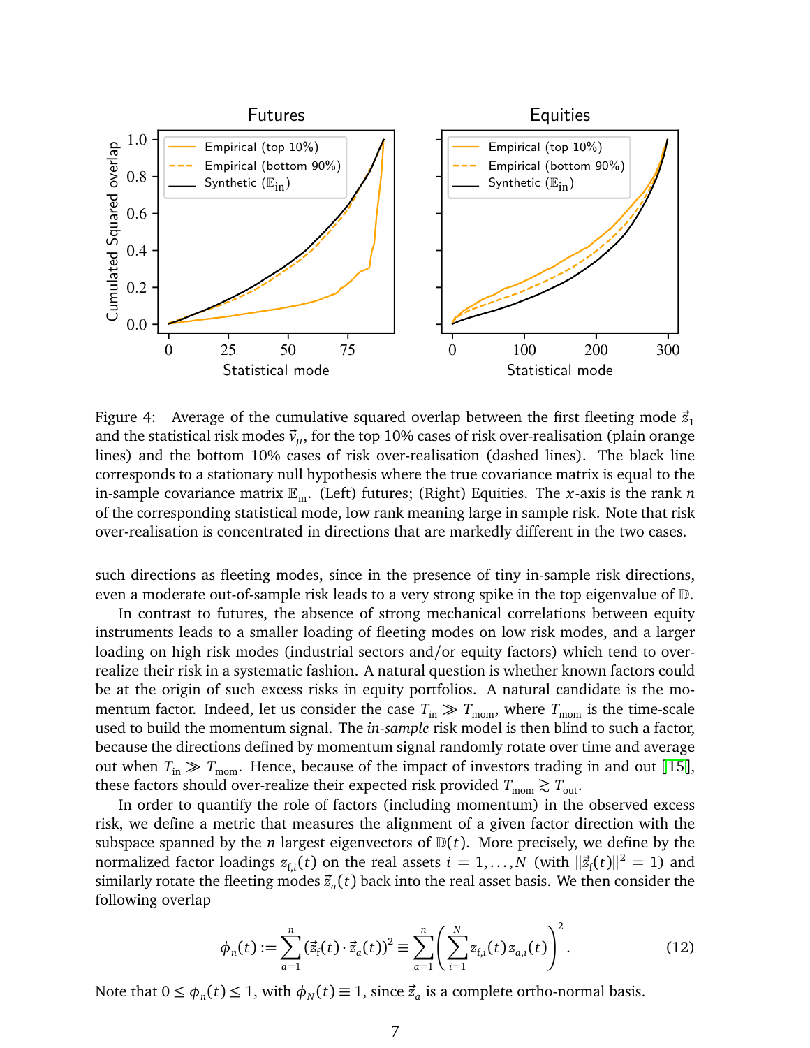Figure 4: Average of the cumulative squared overlap between the first fleeting mode $\vec{z}_1$ and the statistical risk modes $\vec{v}_\mu$, for the top 10% cases of risk over-realisation (plain orange lines) and the bottom 10% cases of risk over-realisation (dashed lines). The black line corresponds to a stationary null hypothesis where the true covariance matrix is equal to the in-sample covariance matrix $\mathbb{E}_{\rm in}$. (Left) futures; (Right) Equities. The $x$-axis is the rank $n$ of the corresponding statistical mode, low rank meaning large in sample risk. Note that risk over-realisation is concentrated in directions that are markedly different in the two cases.

such directions as fleeting modes, since in the presence of tiny in-sample risk directions, even a moderate out-of-sample risk leads to a very strong spike in the top eigenvalue of $\mathbb{D}$.

In contrast to futures, the absence of strong mechanical correlations between equity instruments leads to a smaller loading of fleeting modes on low risk modes, and a larger loading on high risk modes (industrial sectors and/or equity factors) which tend to over-realize their risk in a systematic fashion. A natural question is whether known factors could be at the origin of such excess risks in equity portfolios. A natural candidate is the momentum factor. Indeed, let us consider the case $T_{\rm in} \gg T_{\rm mom}$, where $T_{\rm mom}$ is the time-scale used to build the momentum signal. The *in-sample* risk model is then blind to such a factor, because the directions defined by momentum signal randomly rotate over time and average out when $T_{\rm in} \gg T_{\rm mom}$. Hence, because of the impact of investors trading in and out [15], these factors should over-realize their expected risk provided $T_{\rm mom} \gtrsim T_{\rm out}$.

In order to quantify the role of factors (including momentum) in the observed excess risk, we define a metric that measures the alignment of a given factor direction with the subspace spanned by the $n$ largest eigenvectors of $\mathbb{D}(t)$. More precisely, we define by the normalized factor loadings $z_{{\rm f},i}(t)$ on the real assets $i = 1, \dots, N$ (with $\|\vec{z}_{\rm f}(t)\|^2 = 1$) and similarly rotate the fleeting modes $\vec{z}_a(t)$ back into the real asset basis. We then consider the following overlap

$$\phi_n(t) := \sum_{a=1}^{n} (\vec{z}_{\rm f}(t) \cdot \vec{z}_a(t))^2 \equiv \sum_{a=1}^{n} \left( \sum_{i=1}^{N} z_{{\rm f},i}(t) z_{a,i}(t) \right)^2. \quad (12)$$

Note that $0 \le \phi_n(t) \le 1$, with $\phi_N(t) \equiv 1$, since $\vec{z}_a$ is a complete ortho-normal basis.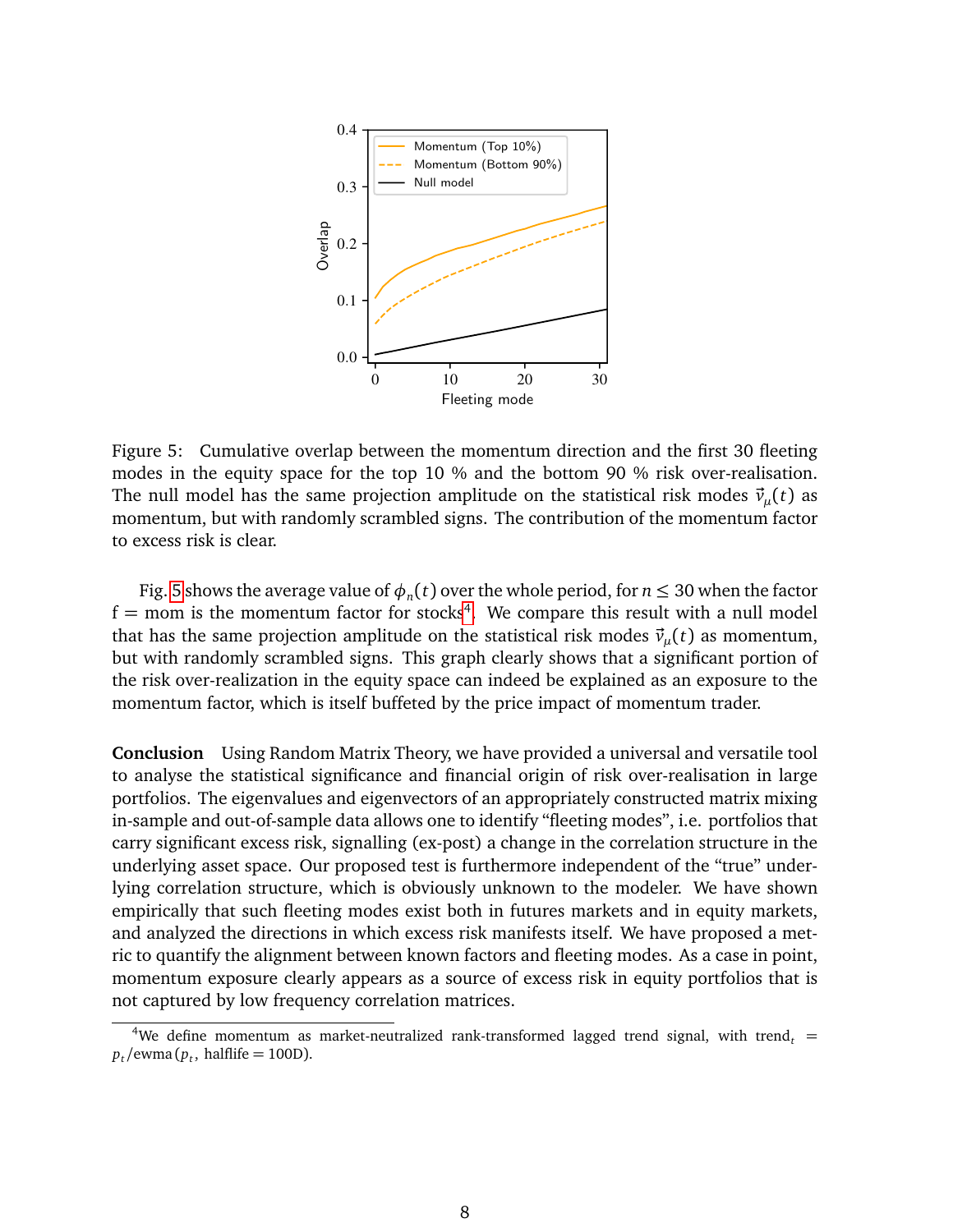Figure 5: Cumulative overlap between the momentum direction and the first 30 fleeting modes in the equity space for the top 10 % and the bottom 90 % risk over-realisation. The null model has the same projection amplitude on the statistical risk modes $\vec{v}_\mu(t)$ as momentum, but with randomly scrambled signs. The contribution of the momentum factor to excess risk is clear.

Fig. 5 shows the average value of $\phi_n(t)$ over the whole period, for $n \leq 30$ when the factor $\mathrm{f} = \mathrm{mom}$ is the momentum factor for stocks[4]. We compare this result with a null model that has the same projection amplitude on the statistical risk modes $\vec{v}_\mu(t)$ as momentum, but with randomly scrambled signs. This graph clearly shows that a significant portion of the risk over-realization in the equity space can indeed be explained as an exposure to the momentum factor, which is itself buffeted by the price impact of momentum trader.

**Conclusion** Using Random Matrix Theory, we have provided a universal and versatile tool to analyse the statistical significance and financial origin of risk over-realisation in large portfolios. The eigenvalues and eigenvectors of an appropriately constructed matrix mixing in-sample and out-of-sample data allows one to identify "fleeting modes", i.e. portfolios that carry significant excess risk, signalling (ex-post) a change in the correlation structure in the underlying asset space. Our proposed test is furthermore independent of the "true" underlying correlation structure, which is obviously unknown to the modeler. We have shown empirically that such fleeting modes exist both in futures markets and in equity markets, and analyzed the directions in which excess risk manifests itself. We have proposed a metric to quantify the alignment between known factors and fleeting modes. As a case in point, momentum exposure clearly appears as a source of excess risk in equity portfolios that is not captured by low frequency correlation matrices.

[4] We define momentum as market-neutralized rank-transformed lagged trend signal, with $\mathrm{trend}_t = p_t/\mathrm{ewma}(p_t,\ \mathrm{halflife} = 100\mathrm{D})$.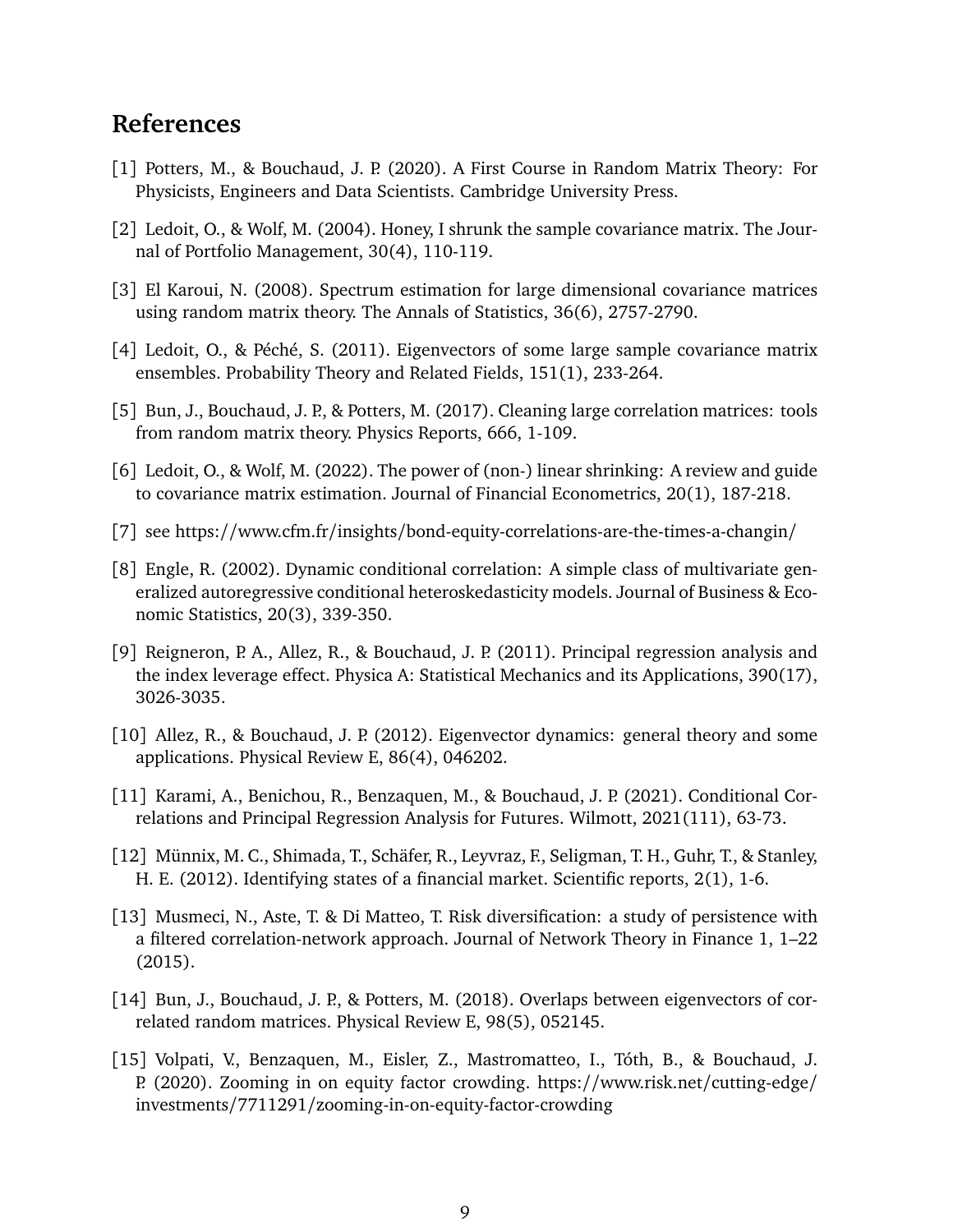## References

[1] Potters, M., & Bouchaud, J. P. (2020). A First Course in Random Matrix Theory: For Physicists, Engineers and Data Scientists. Cambridge University Press.

[2] Ledoit, O., & Wolf, M. (2004). Honey, I shrunk the sample covariance matrix. The Journal of Portfolio Management, 30(4), 110-119.

[3] El Karoui, N. (2008). Spectrum estimation for large dimensional covariance matrices using random matrix theory. The Annals of Statistics, 36(6), 2757-2790.

[4] Ledoit, O., & Péché, S. (2011). Eigenvectors of some large sample covariance matrix ensembles. Probability Theory and Related Fields, 151(1), 233-264.

[5] Bun, J., Bouchaud, J. P., & Potters, M. (2017). Cleaning large correlation matrices: tools from random matrix theory. Physics Reports, 666, 1-109.

[6] Ledoit, O., & Wolf, M. (2022). The power of (non-) linear shrinking: A review and guide to covariance matrix estimation. Journal of Financial Econometrics, 20(1), 187-218.

[7] see https://www.cfm.fr/insights/bond-equity-correlations-are-the-times-a-changin/

[8] Engle, R. (2002). Dynamic conditional correlation: A simple class of multivariate generalized autoregressive conditional heteroskedasticity models. Journal of Business & Economic Statistics, 20(3), 339-350.

[9] Reigneron, P. A., Allez, R., & Bouchaud, J. P. (2011). Principal regression analysis and the index leverage effect. Physica A: Statistical Mechanics and its Applications, 390(17), 3026-3035.

[10] Allez, R., & Bouchaud, J. P. (2012). Eigenvector dynamics: general theory and some applications. Physical Review E, 86(4), 046202.

[11] Karami, A., Benichou, R., Benzaquen, M., & Bouchaud, J. P. (2021). Conditional Correlations and Principal Regression Analysis for Futures. Wilmott, 2021(111), 63-73.

[12] Münnix, M. C., Shimada, T., Schäfer, R., Leyvraz, F., Seligman, T. H., Guhr, T., & Stanley, H. E. (2012). Identifying states of a financial market. Scientific reports, 2(1), 1-6.

[13] Musmeci, N., Aste, T. & Di Matteo, T. Risk diversification: a study of persistence with a filtered correlation-network approach. Journal of Network Theory in Finance 1, 1–22 (2015).

[14] Bun, J., Bouchaud, J. P., & Potters, M. (2018). Overlaps between eigenvectors of correlated random matrices. Physical Review E, 98(5), 052145.

[15] Volpati, V., Benzaquen, M., Eisler, Z., Mastromatteo, I., Tóth, B., & Bouchaud, J. P. (2020). Zooming in on equity factor crowding. https://www.risk.net/cutting-edge/investments/7711291/zooming-in-on-equity-factor-crowding